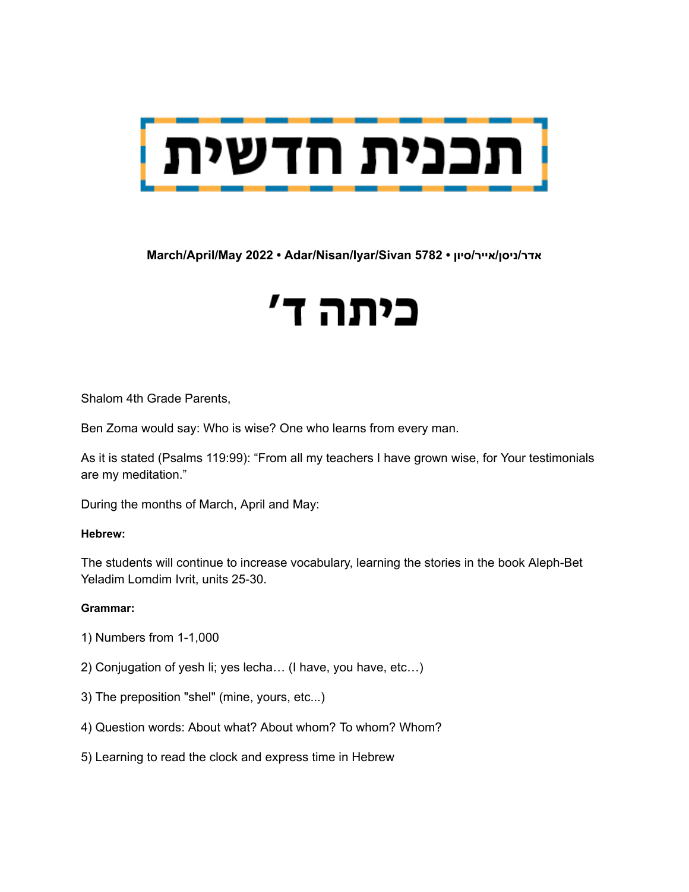# תכנית חדשית

**March/April/May 2022 • Adar/Nisan/Iyar/Sivan 5782 • אדר/ניסן/אייר/סיון**

# כיתה ד׳

Shalom 4th Grade Parents,

Ben Zoma would say: Who is wise? One who learns from every man.

As it is stated (Psalms 119:99): “From all my teachers I have grown wise, for Your testimonials are my meditation.”

During the months of March, April and May:

**Hebrew:**

The students will continue to increase vocabulary, learning the stories in the book Aleph-Bet Yeladim Lomdim Ivrit, units 25-30.

**Grammar:**

1) Numbers from 1-1,000

2) Conjugation of yesh li; yes lecha… (I have, you have, etc…)

3) The preposition "shel" (mine, yours, etc...)

4) Question words: About what? About whom? To whom? Whom?

5) Learning to read the clock and express time in Hebrew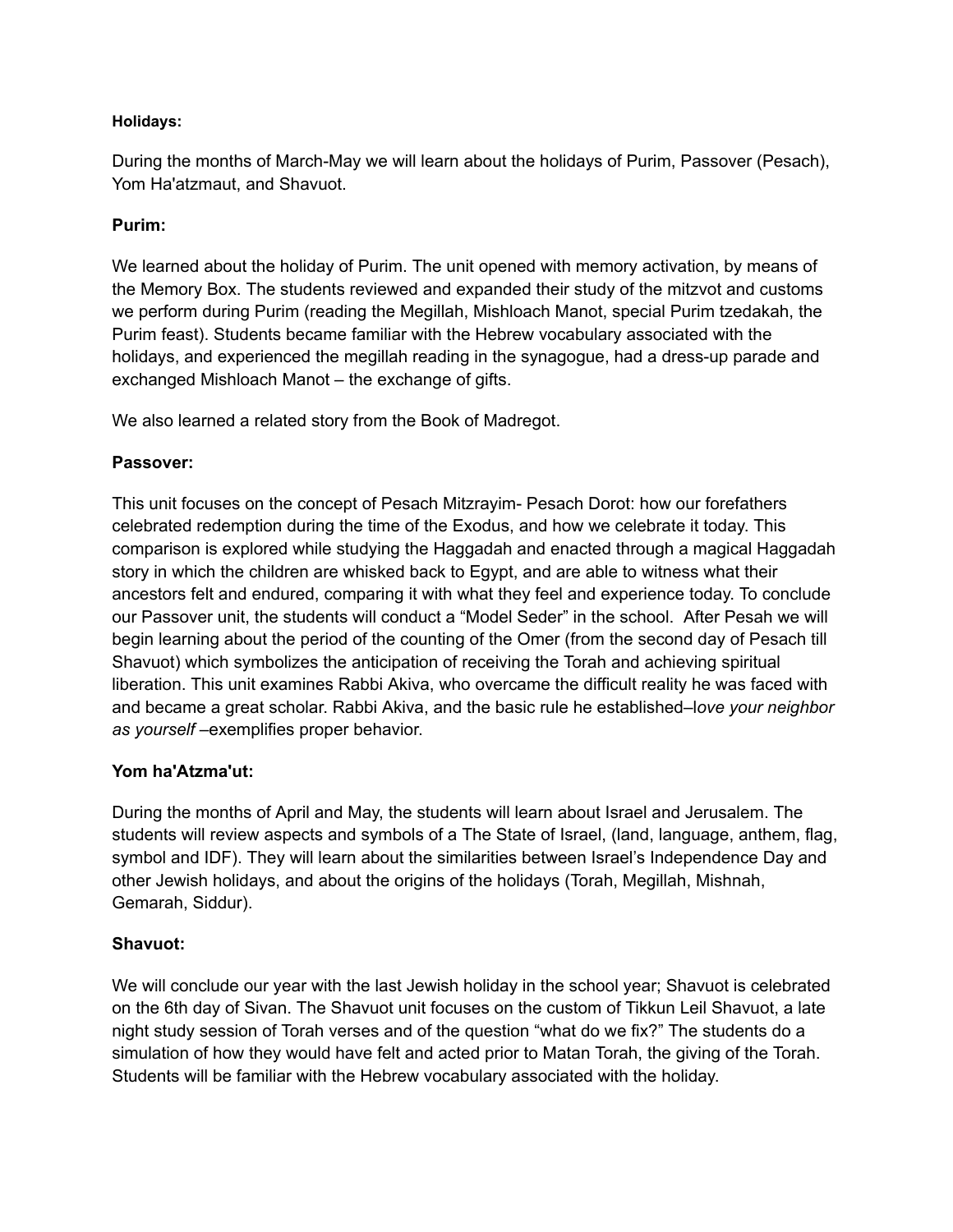**Holidays:**

During the months of March-May we will learn about the holidays of Purim, Passover (Pesach), Yom Ha'atzmaut, and Shavuot.

**Purim:**

We learned about the holiday of Purim. The unit opened with memory activation, by means of the Memory Box. The students reviewed and expanded their study of the mitzvot and customs we perform during Purim (reading the Megillah, Mishloach Manot, special Purim tzedakah, the Purim feast). Students became familiar with the Hebrew vocabulary associated with the holidays, and experienced the megillah reading in the synagogue, had a dress-up parade and exchanged Mishloach Manot – the exchange of gifts.

We also learned a related story from the Book of Madregot.

**Passover:**

This unit focuses on the concept of Pesach Mitzrayim- Pesach Dorot: how our forefathers celebrated redemption during the time of the Exodus, and how we celebrate it today. This comparison is explored while studying the Haggadah and enacted through a magical Haggadah story in which the children are whisked back to Egypt, and are able to witness what their ancestors felt and endured, comparing it with what they feel and experience today. To conclude our Passover unit, the students will conduct a "Model Seder" in the school. After Pesah we will begin learning about the period of the counting of the Omer (from the second day of Pesach till Shavuot) which symbolizes the anticipation of receiving the Torah and achieving spiritual liberation. This unit examines Rabbi Akiva, who overcame the difficult reality he was faced with and became a great scholar. Rabbi Akiva, and the basic rule he established–l*ove your neighbor as yourself* –exemplifies proper behavior.

**Yom ha'Atzma'ut:**

During the months of April and May, the students will learn about Israel and Jerusalem. The students will review aspects and symbols of a The State of Israel, (land, language, anthem, flag, symbol and IDF). They will learn about the similarities between Israel's Independence Day and other Jewish holidays, and about the origins of the holidays (Torah, Megillah, Mishnah, Gemarah, Siddur).

**Shavuot:**

We will conclude our year with the last Jewish holiday in the school year; Shavuot is celebrated on the 6th day of Sivan. The Shavuot unit focuses on the custom of Tikkun Leil Shavuot, a late night study session of Torah verses and of the question "what do we fix?" The students do a simulation of how they would have felt and acted prior to Matan Torah, the giving of the Torah. Students will be familiar with the Hebrew vocabulary associated with the holiday.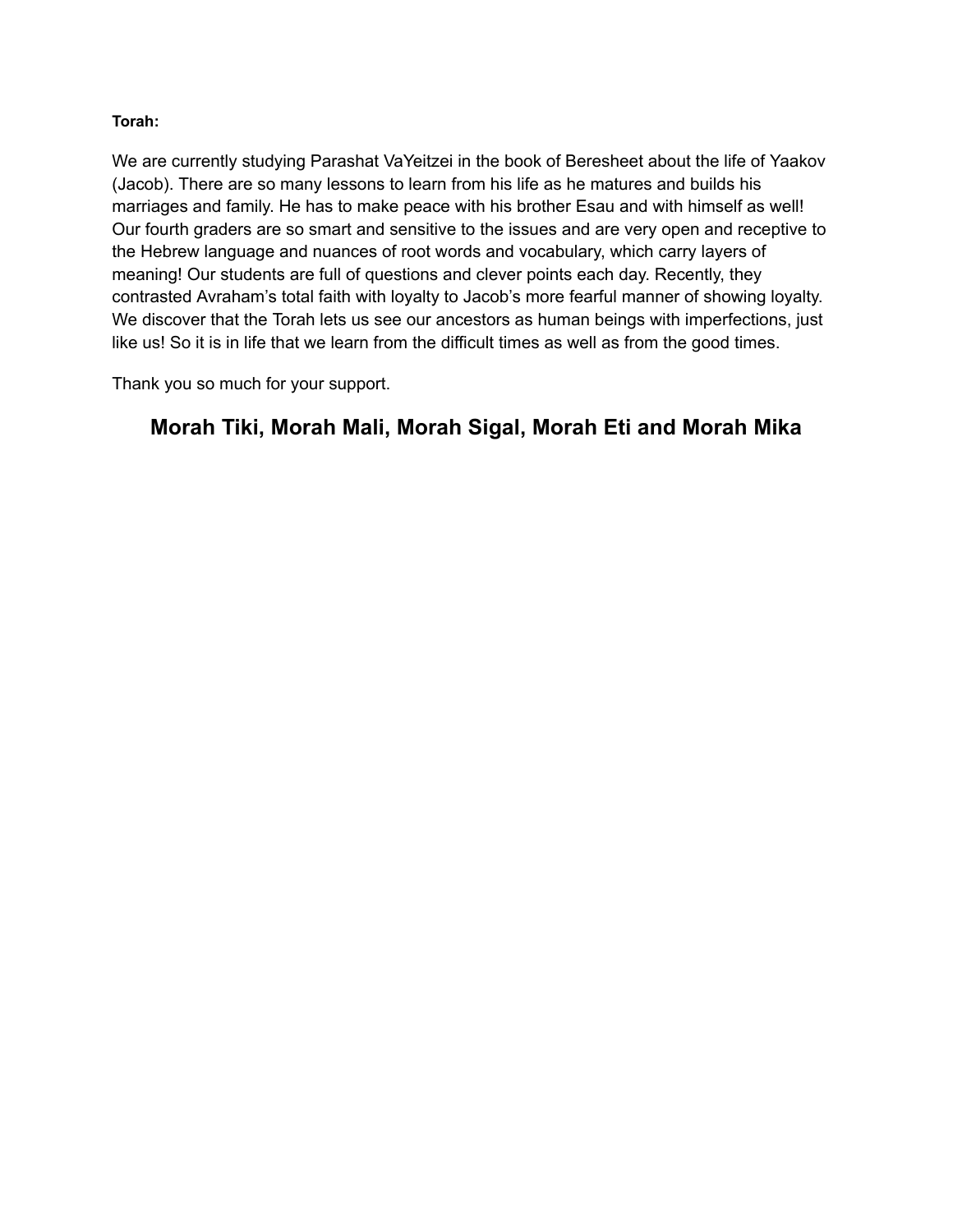**Torah:**

We are currently studying Parashat VaYeitzei in the book of Beresheet about the life of Yaakov (Jacob). There are so many lessons to learn from his life as he matures and builds his marriages and family. He has to make peace with his brother Esau and with himself as well! Our fourth graders are so smart and sensitive to the issues and are very open and receptive to the Hebrew language and nuances of root words and vocabulary, which carry layers of meaning! Our students are full of questions and clever points each day. Recently, they contrasted Avraham's total faith with loyalty to Jacob's more fearful manner of showing loyalty. We discover that the Torah lets us see our ancestors as human beings with imperfections, just like us! So it is in life that we learn from the difficult times as well as from the good times.

Thank you so much for your support.

## Morah Tiki, Morah Mali, Morah Sigal, Morah Eti and Morah Mika